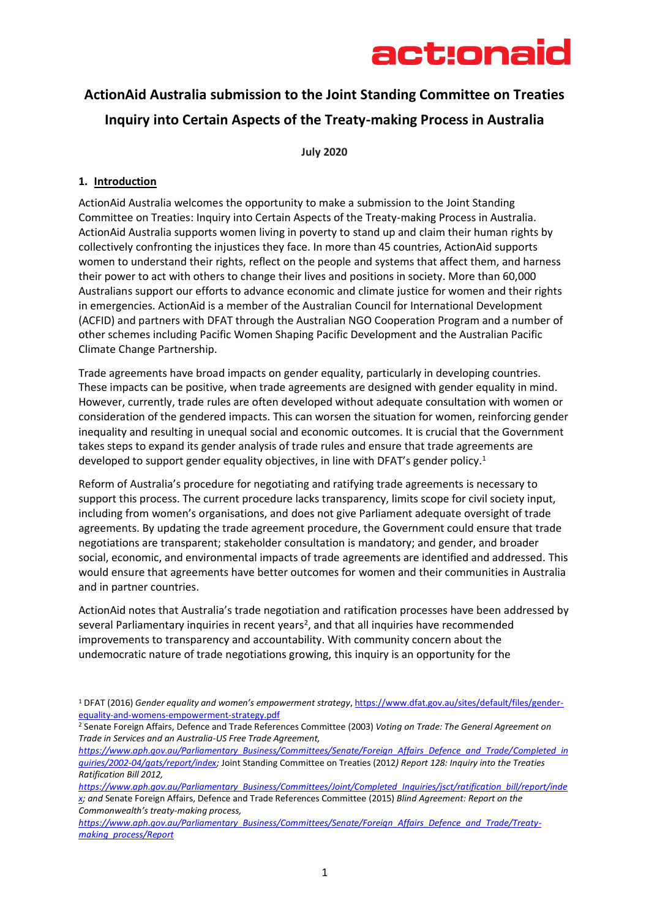actionaid

# ActionAid Australia submission to the Joint Standing Committee on Treaties Inquiry into Certain Aspects of the Treaty-making Process in Australia

**July 2020**

## 1. Introduction

ActionAid Australia welcomes the opportunity to make a submission to the Joint Standing Committee on Treaties: Inquiry into Certain Aspects of the Treaty-making Process in Australia. ActionAid Australia supports women living in poverty to stand up and claim their human rights by collectively confronting the injustices they face. In more than 45 countries, ActionAid supports women to understand their rights, reflect on the people and systems that affect them, and harness their power to act with others to change their lives and positions in society. More than 60,000 Australians support our efforts to advance economic and climate justice for women and their rights in emergencies. ActionAid is a member of the Australian Council for International Development (ACFID) and partners with DFAT through the Australian NGO Cooperation Program and a number of other schemes including Pacific Women Shaping Pacific Development and the Australian Pacific Climate Change Partnership.

Trade agreements have broad impacts on gender equality, particularly in developing countries. These impacts can be positive, when trade agreements are designed with gender equality in mind. However, currently, trade rules are often developed without adequate consultation with women or consideration of the gendered impacts. This can worsen the situation for women, reinforcing gender inequality and resulting in unequal social and economic outcomes. It is crucial that the Government takes steps to expand its gender analysis of trade rules and ensure that trade agreements are developed to support gender equality objectives, in line with DFAT's gender policy.[1]

Reform of Australia's procedure for negotiating and ratifying trade agreements is necessary to support this process. The current procedure lacks transparency, limits scope for civil society input, including from women's organisations, and does not give Parliament adequate oversight of trade agreements. By updating the trade agreement procedure, the Government could ensure that trade negotiations are transparent; stakeholder consultation is mandatory; and gender, and broader social, economic, and environmental impacts of trade agreements are identified and addressed. This would ensure that agreements have better outcomes for women and their communities in Australia and in partner countries.

ActionAid notes that Australia's trade negotiation and ratification processes have been addressed by several Parliamentary inquiries in recent years[2], and that all inquiries have recommended improvements to transparency and accountability. With community concern about the undemocratic nature of trade negotiations growing, this inquiry is an opportunity for the

---

[1] DFAT (2016) *Gender equality and women's empowerment strategy*, https://www.dfat.gov.au/sites/default/files/gender-equality-and-womens-empowerment-strategy.pdf

[2] Senate Foreign Affairs, Defence and Trade References Committee (2003) *Voting on Trade: The General Agreement on Trade in Services and an Australia-US Free Trade Agreement*, *https://www.aph.gov.au/Parliamentary_Business/Committees/Senate/Foreign_Affairs_Defence_and_Trade/Completed_inquiries/2002-04/gats/report/index*; Joint Standing Committee on Treaties (2012*) Report 128: Inquiry into the Treaties Ratification Bill 2012*, *https://www.aph.gov.au/Parliamentary_Business/Committees/Joint/Completed_Inquiries/jsct/ratification_bill/report/index; and* Senate Foreign Affairs, Defence and Trade References Committee (2015) *Blind Agreement: Report on the Commonwealth's treaty-making process*, *https://www.aph.gov.au/Parliamentary_Business/Committees/Senate/Foreign_Affairs_Defence_and_Trade/Treaty-making_process/Report*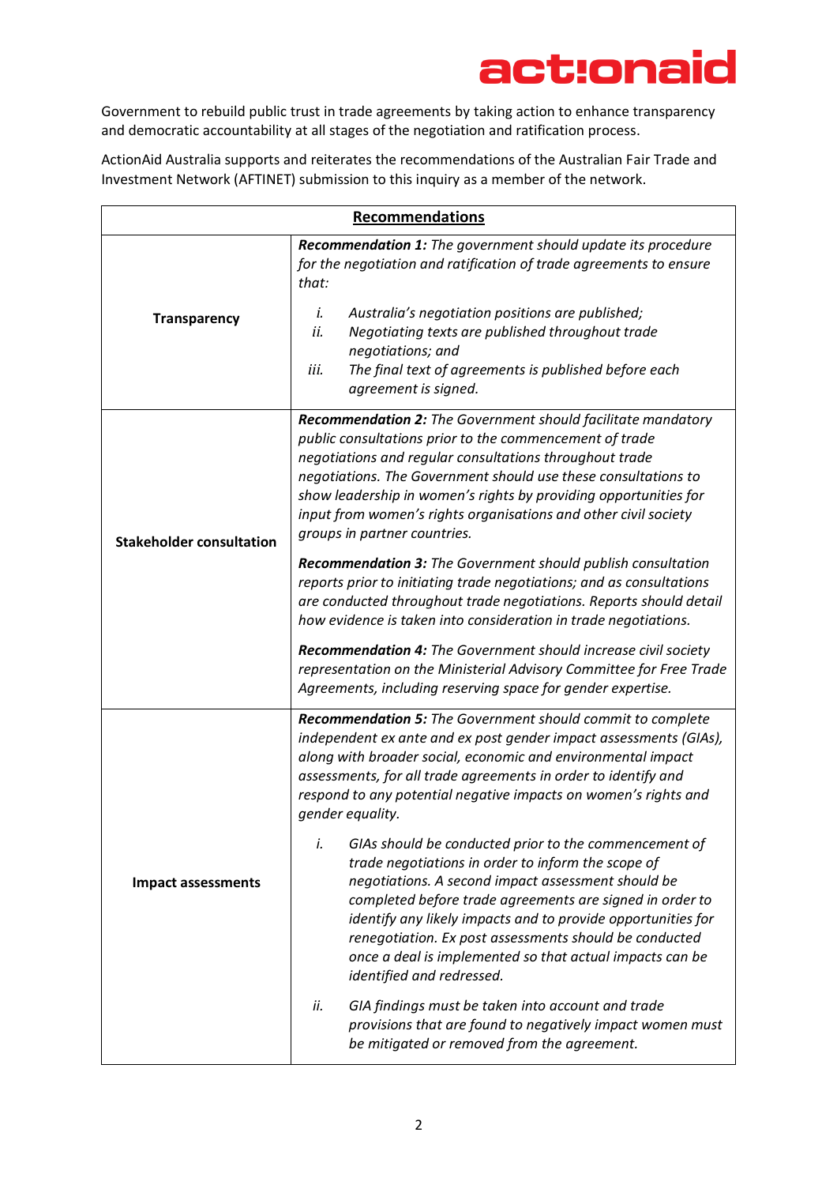Government to rebuild public trust in trade agreements by taking action to enhance transparency and democratic accountability at all stages of the negotiation and ratification process.

ActionAid Australia supports and reiterates the recommendations of the Australian Fair Trade and Investment Network (AFTINET) submission to this inquiry as a member of the network.

| **Recommendations** | |
|---|---|
| **Transparency** | ***Recommendation 1:*** *The government should update its procedure for the negotiation and ratification of trade agreements to ensure that:*<br><br>*i. Australia's negotiation positions are published;*<br>*ii. Negotiating texts are published throughout trade negotiations; and*<br>*iii. The final text of agreements is published before each agreement is signed.* |
| **Stakeholder consultation** | ***Recommendation 2:*** *The Government should facilitate mandatory public consultations prior to the commencement of trade negotiations and regular consultations throughout trade negotiations. The Government should use these consultations to show leadership in women's rights by providing opportunities for input from women's rights organisations and other civil society groups in partner countries.*<br><br>***Recommendation 3:*** *The Government should publish consultation reports prior to initiating trade negotiations; and as consultations are conducted throughout trade negotiations. Reports should detail how evidence is taken into consideration in trade negotiations.*<br><br>***Recommendation 4:*** *The Government should increase civil society representation on the Ministerial Advisory Committee for Free Trade Agreements, including reserving space for gender expertise.* |
| **Impact assessments** | ***Recommendation 5:*** *The Government should commit to complete independent ex ante and ex post gender impact assessments (GIAs), along with broader social, economic and environmental impact assessments, for all trade agreements in order to identify and respond to any potential negative impacts on women's rights and gender equality.*<br><br>*i. GIAs should be conducted prior to the commencement of trade negotiations in order to inform the scope of negotiations. A second impact assessment should be completed before trade agreements are signed in order to identify any likely impacts and to provide opportunities for renegotiation. Ex post assessments should be conducted once a deal is implemented so that actual impacts can be identified and redressed.*<br>*ii. GIA findings must be taken into account and trade provisions that are found to negatively impact women must be mitigated or removed from the agreement.* |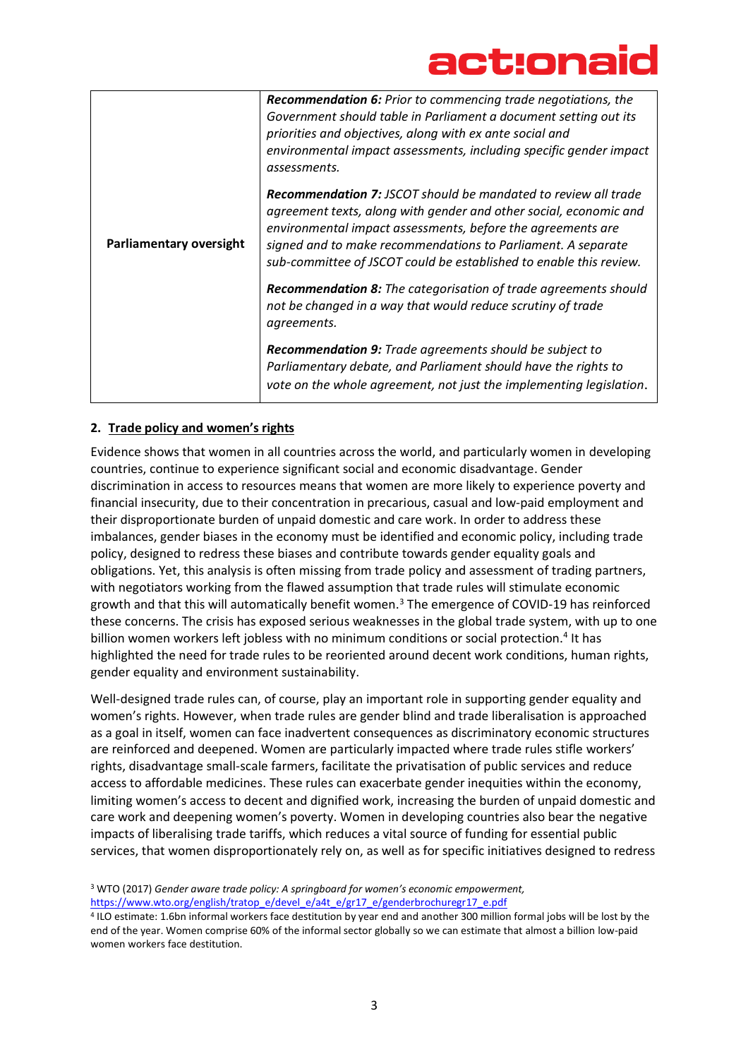| | |
|---|---|
| **Parliamentary oversight** | ***Recommendation 6:*** *Prior to commencing trade negotiations, the Government should table in Parliament a document setting out its priorities and objectives, along with ex ante social and environmental impact assessments, including specific gender impact assessments.*<br><br>***Recommendation 7:*** *JSCOT should be mandated to review all trade agreement texts, along with gender and other social, economic and environmental impact assessments, before the agreements are signed and to make recommendations to Parliament. A separate sub-committee of JSCOT could be established to enable this review.*<br><br>***Recommendation 8:*** *The categorisation of trade agreements should not be changed in a way that would reduce scrutiny of trade agreements.*<br><br>***Recommendation 9:*** *Trade agreements should be subject to Parliamentary debate, and Parliament should have the rights to vote on the whole agreement, not just the implementing legislation.* |

## 2. Trade policy and women's rights

Evidence shows that women in all countries across the world, and particularly women in developing countries, continue to experience significant social and economic disadvantage. Gender discrimination in access to resources means that women are more likely to experience poverty and financial insecurity, due to their concentration in precarious, casual and low-paid employment and their disproportionate burden of unpaid domestic and care work. In order to address these imbalances, gender biases in the economy must be identified and economic policy, including trade policy, designed to redress these biases and contribute towards gender equality goals and obligations. Yet, this analysis is often missing from trade policy and assessment of trading partners, with negotiators working from the flawed assumption that trade rules will stimulate economic growth and that this will automatically benefit women.[3] The emergence of COVID-19 has reinforced these concerns. The crisis has exposed serious weaknesses in the global trade system, with up to one billion women workers left jobless with no minimum conditions or social protection.[4] It has highlighted the need for trade rules to be reoriented around decent work conditions, human rights, gender equality and environment sustainability.

Well-designed trade rules can, of course, play an important role in supporting gender equality and women's rights. However, when trade rules are gender blind and trade liberalisation is approached as a goal in itself, women can face inadvertent consequences as discriminatory economic structures are reinforced and deepened. Women are particularly impacted where trade rules stifle workers' rights, disadvantage small-scale farmers, facilitate the privatisation of public services and reduce access to affordable medicines. These rules can exacerbate gender inequities within the economy, limiting women's access to decent and dignified work, increasing the burden of unpaid domestic and care work and deepening women's poverty. Women in developing countries also bear the negative impacts of liberalising trade tariffs, which reduces a vital source of funding for essential public services, that women disproportionately rely on, as well as for specific initiatives designed to redress

[3] WTO (2017) *Gender aware trade policy: A springboard for women's empowerment*, https://www.wto.org/english/tratop_e/devel_e/a4t_e/gr17_e/genderbrochuregr17_e.pdf

[4] ILO estimate: 1.6bn informal workers face destitution by year end and another 300 million formal jobs will be lost by the end of the year. Women comprise 60% of the informal sector globally so we can estimate that almost a billion low-paid women workers face destitution.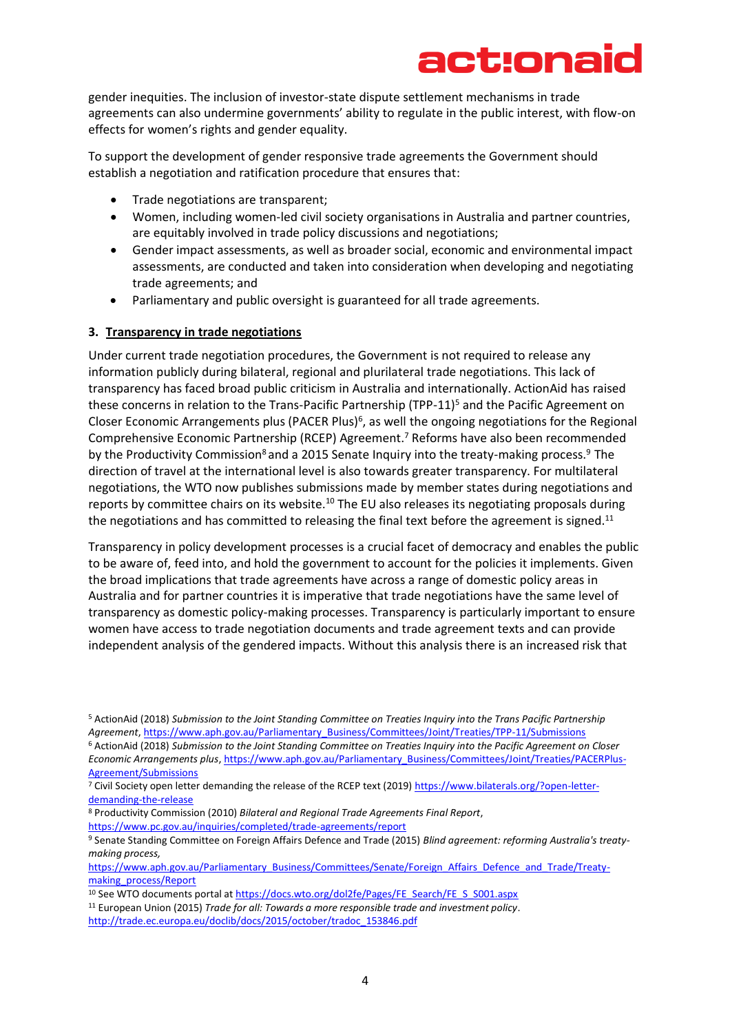gender inequities. The inclusion of investor-state dispute settlement mechanisms in trade agreements can also undermine governments' ability to regulate in the public interest, with flow-on effects for women's rights and gender equality.

To support the development of gender responsive trade agreements the Government should establish a negotiation and ratification procedure that ensures that:

- Trade negotiations are transparent;
- Women, including women-led civil society organisations in Australia and partner countries, are equitably involved in trade policy discussions and negotiations;
- Gender impact assessments, as well as broader social, economic and environmental impact assessments, are conducted and taken into consideration when developing and negotiating trade agreements; and
- Parliamentary and public oversight is guaranteed for all trade agreements.

### 3. Transparency in trade negotiations

Under current trade negotiation procedures, the Government is not required to release any information publicly during bilateral, regional and plurilateral trade negotiations. This lack of transparency has faced broad public criticism in Australia and internationally. ActionAid has raised these concerns in relation to the Trans-Pacific Partnership (TPP-11)[5] and the Pacific Agreement on Closer Economic Arrangements plus (PACER Plus)[6], as well the ongoing negotiations for the Regional Comprehensive Economic Partnership (RCEP) Agreement.[7] Reforms have also been recommended by the Productivity Commission[8] and a 2015 Senate Inquiry into the treaty-making process.[9] The direction of travel at the international level is also towards greater transparency. For multilateral negotiations, the WTO now publishes submissions made by member states during negotiations and reports by committee chairs on its website.[10] The EU also releases its negotiating proposals during the negotiations and has committed to releasing the final text before the agreement is signed.[11]

Transparency in policy development processes is a crucial facet of democracy and enables the public to be aware of, feed into, and hold the government to account for the policies it implements. Given the broad implications that trade agreements have across a range of domestic policy areas in Australia and for partner countries it is imperative that trade negotiations have the same level of transparency as domestic policy-making processes. Transparency is particularly important to ensure women have access to trade negotiation documents and trade agreement texts and can provide independent analysis of the gendered impacts. Without this analysis there is an increased risk that

---

[5] ActionAid (2018) *Submission to the Joint Standing Committee on Treaties Inquiry into the Trans Pacific Partnership Agreement*, https://www.aph.gov.au/Parliamentary_Business/Committees/Joint/Treaties/TPP-11/Submissions

[6] ActionAid (2018) *Submission to the Joint Standing Committee on Treaties Inquiry into the Pacific Agreement on Closer Economic Arrangements plus*, https://www.aph.gov.au/Parliamentary_Business/Committees/Joint/Treaties/PACERPlus-Agreement/Submissions

[7] Civil Society open letter demanding the release of the RCEP text (2019) https://www.bilaterals.org/?open-letter-demanding-the-release

[8] Productivity Commission (2010) *Bilateral and Regional Trade Agreements Final Report*, https://www.pc.gov.au/inquiries/completed/trade-agreements/report

[9] Senate Standing Committee on Foreign Affairs Defence and Trade (2015) *Blind agreement: reforming Australia's treaty-making process*, https://www.aph.gov.au/Parliamentary_Business/Committees/Senate/Foreign_Affairs_Defence_and_Trade/Treaty-making_process/Report

[10] See WTO documents portal at https://docs.wto.org/dol2fe/Pages/FE_Search/FE_S_S001.aspx

[11] European Union (2015) *Trade for all: Towards a more responsible trade and investment policy*. http://trade.ec.europa.eu/doclib/docs/2015/october/tradoc_153846.pdf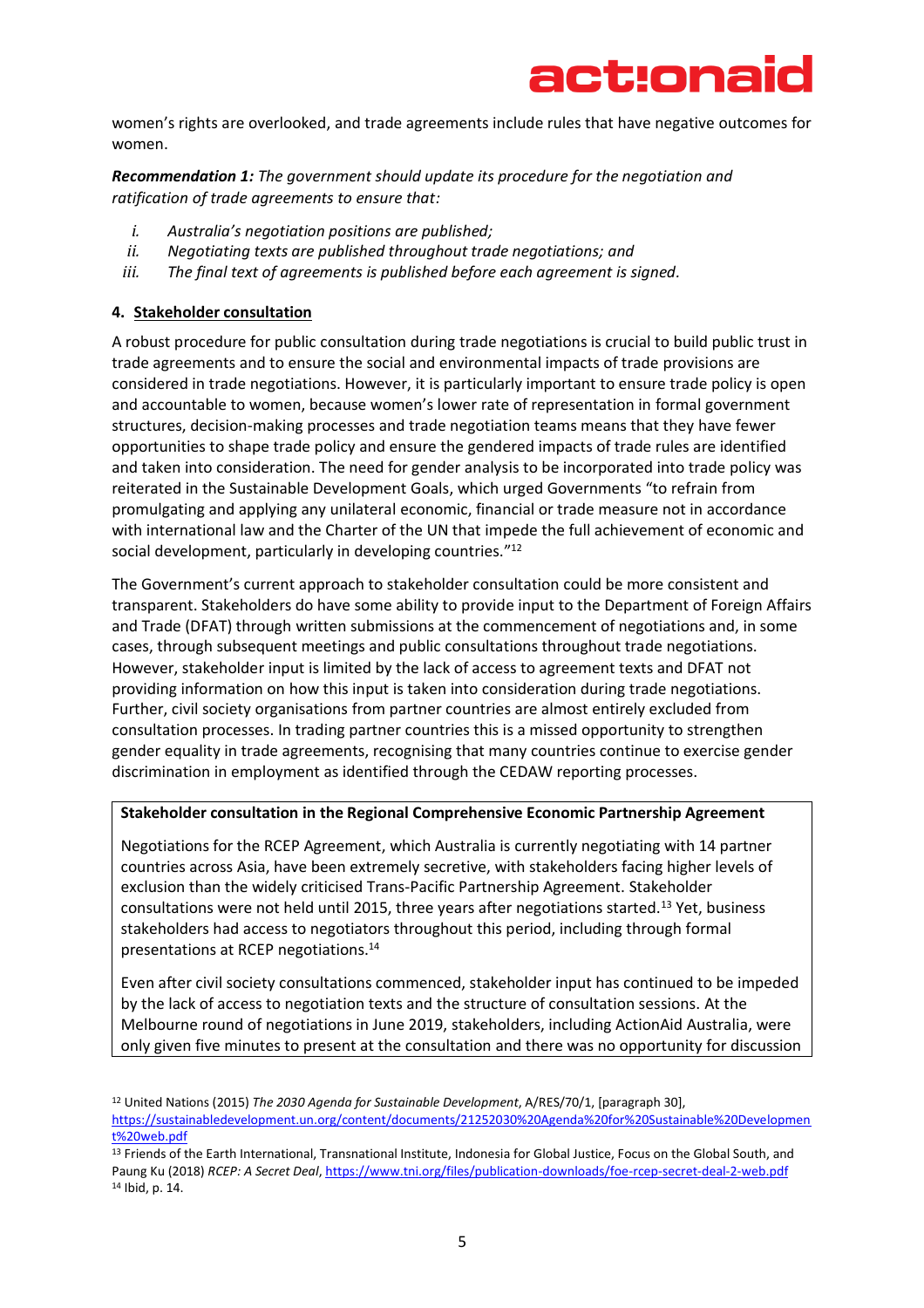women's rights are overlooked, and trade agreements include rules that have negative outcomes for women.

***Recommendation 1:*** *The government should update its procedure for the negotiation and ratification of trade agreements to ensure that:*

- i. *Australia's negotiation positions are published;*
- ii. *Negotiating texts are published throughout trade negotiations; and*
- iii. *The final text of agreements is published before each agreement is signed.*

## 4. Stakeholder consultation

A robust procedure for public consultation during trade negotiations is crucial to build public trust in trade agreements and to ensure the social and environmental impacts of trade provisions are considered in trade negotiations. However, it is particularly important to ensure trade policy is open and accountable to women, because women's lower rate of representation in formal government structures, decision-making processes and trade negotiation teams means that they have fewer opportunities to shape trade policy and ensure the gendered impacts of trade rules are identified and taken into consideration. The need for gender analysis to be incorporated into trade policy was reiterated in the Sustainable Development Goals, which urged Governments "to refrain from promulgating and applying any unilateral economic, financial or trade measure not in accordance with international law and the Charter of the UN that impede the full achievement of economic and social development, particularly in developing countries."[12]

The Government's current approach to stakeholder consultation could be more consistent and transparent. Stakeholders do have some ability to provide input to the Department of Foreign Affairs and Trade (DFAT) through written submissions at the commencement of negotiations and, in some cases, through subsequent meetings and public consultations throughout trade negotiations. However, stakeholder input is limited by the lack of access to agreement texts and DFAT not providing information on how this input is taken into consideration during trade negotiations. Further, civil society organisations from partner countries are almost entirely excluded from consultation processes. In trading partner countries this is a missed opportunity to strengthen gender equality in trade agreements, recognising that many countries continue to exercise gender discrimination in employment as identified through the CEDAW reporting processes.

> **Stakeholder consultation in the Regional Comprehensive Economic Partnership Agreement**
>
> Negotiations for the RCEP Agreement, which Australia is currently negotiating with 14 partner countries across Asia, have been extremely secretive, with stakeholders facing higher levels of exclusion than the widely criticised Trans-Pacific Partnership Agreement. Stakeholder consultations were not held until 2015, three years after negotiations started.[13] Yet, business stakeholders had access to negotiators throughout this period, including through formal presentations at RCEP negotiations.[14]
>
> Even after civil society consultations commenced, stakeholder input has continued to be impeded by the lack of access to negotiation texts and the structure of consultation sessions. At the Melbourne round of negotiations in June 2019, stakeholders, including ActionAid Australia, were only given five minutes to present at the consultation and there was no opportunity for discussion

---

[12] United Nations (2015) *The 2030 Agenda for Sustainable Development*, A/RES/70/1, [paragraph 30], https://sustainabledevelopment.un.org/content/documents/21252030%20Agenda%20for%20Sustainable%20Development%20web.pdf

[13] Friends of the Earth International, Transnational Institute, Indonesia for Global Justice, Focus on the Global South, and Paung Ku (2018) *RCEP: A Secret Deal*, https://www.tni.org/files/publication-downloads/foe-rcep-secret-deal-2-web.pdf

[14] Ibid, p. 14.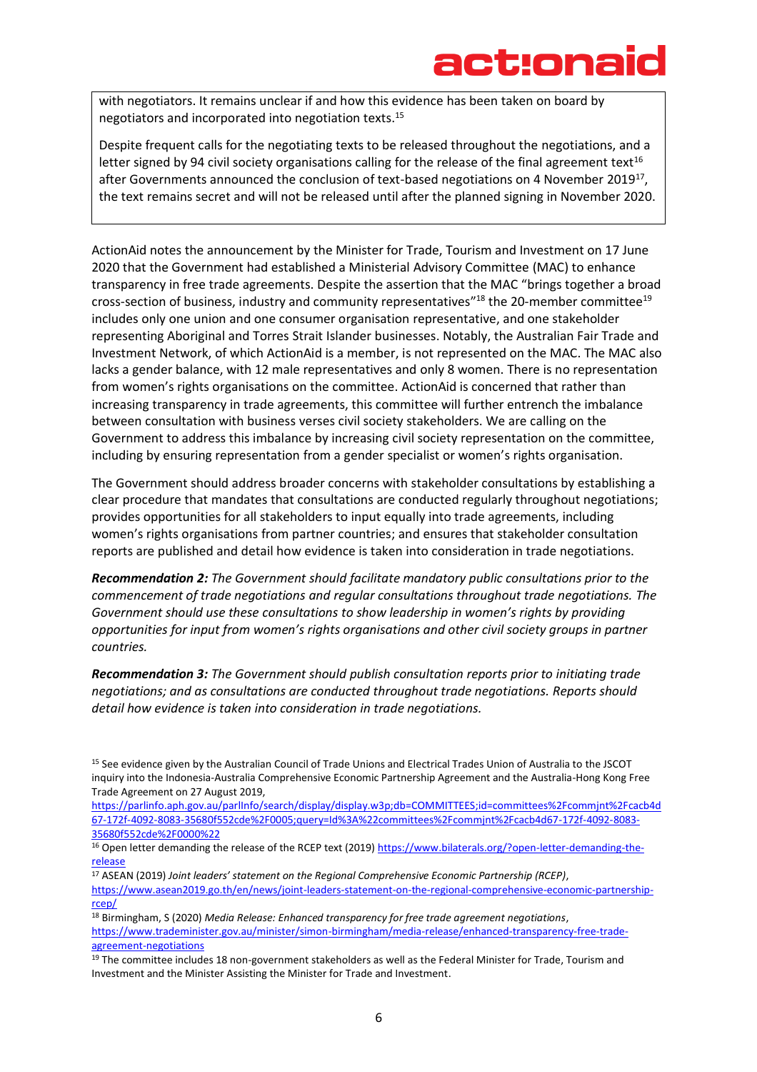with negotiators. It remains unclear if and how this evidence has been taken on board by negotiators and incorporated into negotiation texts.[15]

Despite frequent calls for the negotiating texts to be released throughout the negotiations, and a letter signed by 94 civil society organisations calling for the release of the final agreement text[16] after Governments announced the conclusion of text-based negotiations on 4 November 2019[17], the text remains secret and will not be released until after the planned signing in November 2020.

ActionAid notes the announcement by the Minister for Trade, Tourism and Investment on 17 June 2020 that the Government had established a Ministerial Advisory Committee (MAC) to enhance transparency in free trade agreements. Despite the assertion that the MAC "brings together a broad cross-section of business, industry and community representatives"[18] the 20-member committee[19] includes only one union and one consumer organisation representative, and one stakeholder representing Aboriginal and Torres Strait Islander businesses. Notably, the Australian Fair Trade and Investment Network, of which ActionAid is a member, is not represented on the MAC. The MAC also lacks a gender balance, with 12 male representatives and only 8 women. There is no representation from women's rights organisations on the committee. ActionAid is concerned that rather than increasing transparency in trade agreements, this committee will further entrench the imbalance between consultation with business verses civil society stakeholders. We are calling on the Government to address this imbalance by increasing civil society representation on the committee, including by ensuring representation from a gender specialist or women's rights organisation.

The Government should address broader concerns with stakeholder consultations by establishing a clear procedure that mandates that consultations are conducted regularly throughout negotiations; provides opportunities for all stakeholders to input equally into trade agreements, including women's rights organisations from partner countries; and ensures that stakeholder consultation reports are published and detail how evidence is taken into consideration in trade negotiations.

***Recommendation 2:*** *The Government should facilitate mandatory public consultations prior to the commencement of trade negotiations and regular consultations throughout trade negotiations. The Government should use these consultations to show leadership in women's rights by providing opportunities for input from women's rights organisations and other civil society groups in partner countries.*

***Recommendation 3:*** *The Government should publish consultation reports prior to initiating trade negotiations; and as consultations are conducted throughout trade negotiations. Reports should detail how evidence is taken into consideration in trade negotiations.*

---

[15] See evidence given by the Australian Council of Trade Unions and Electrical Trades Union of Australia to the JSCOT inquiry into the Indonesia-Australia Comprehensive Economic Partnership Agreement and the Australia-Hong Kong Free Trade Agreement on 27 August 2019, https://parlinfo.aph.gov.au/parlInfo/search/display/display.w3p;db=COMMITTEES;id=committees%2Fcommjnt%2Fcacb4d67-172f-4092-8083-35680f552cde%2F0005;query=Id%3A%22committees%2Fcommjnt%2Fcacb4d67-172f-4092-8083-35680f552cde%2F0000%22

[16] Open letter demanding the release of the RCEP text (2019) https://www.bilaterals.org/?open-letter-demanding-the-release

[17] ASEAN (2019) *Joint leaders' statement on the Regional Comprehensive Economic Partnership (RCEP)*, https://www.asean2019.go.th/en/news/joint-leaders-statement-on-the-regional-comprehensive-economic-partnership-rcep/

[18] Birmingham, S (2020) *Media Release: Enhanced transparency for free trade agreement negotiations*, https://www.trademinister.gov.au/minister/simon-birmingham/media-release/enhanced-transparency-free-trade-agreement-negotiations

[19] The committee includes 18 non-government stakeholders as well as the Federal Minister for Trade, Tourism and Investment and the Minister Assisting the Minister for Trade and Investment.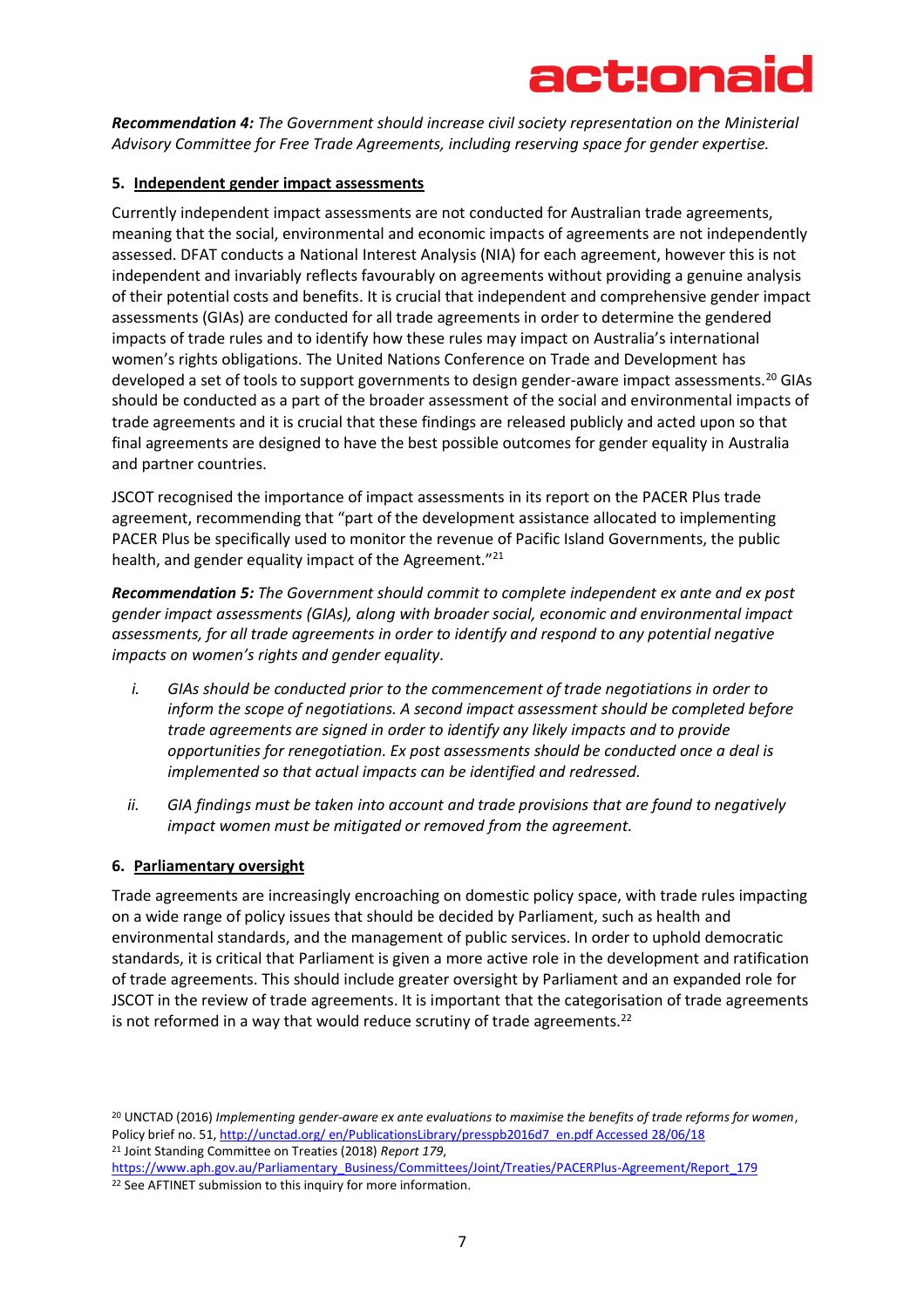***Recommendation 4:*** *The Government should increase civil society representation on the Ministerial Advisory Committee for Free Trade Agreements, including reserving space for gender expertise.*

## 5. Independent gender impact assessments

Currently independent impact assessments are not conducted for Australian trade agreements, meaning that the social, environmental and economic impacts of agreements are not independently assessed. DFAT conducts a National Interest Analysis (NIA) for each agreement, however this is not independent and invariably reflects favourably on agreements without providing a genuine analysis of their potential costs and benefits. It is crucial that independent and comprehensive gender impact assessments (GIAs) are conducted for all trade agreements in order to determine the gendered impacts of trade rules and to identify how these rules may impact on Australia's international women's rights obligations. The United Nations Conference on Trade and Development has developed a set of tools to support governments to design gender-aware impact assessments.[20] GIAs should be conducted as a part of the broader assessment of the social and environmental impacts of trade agreements and it is crucial that these findings are released publicly and acted upon so that final agreements are designed to have the best possible outcomes for gender equality in Australia and partner countries.

JSCOT recognised the importance of impact assessments in its report on the PACER Plus trade agreement, recommending that "part of the development assistance allocated to implementing PACER Plus be specifically used to monitor the revenue of Pacific Island Governments, the public health, and gender equality impact of the Agreement."[21]

***Recommendation 5:*** *The Government should commit to complete independent ex ante and ex post gender impact assessments (GIAs), along with broader social, economic and environmental impact assessments, for all trade agreements in order to identify and respond to any potential negative impacts on women's rights and gender equality.*

i. *GIAs should be conducted prior to the commencement of trade negotiations in order to inform the scope of negotiations. A second impact assessment should be completed before trade agreements are signed in order to identify any likely impacts and to provide opportunities for renegotiation. Ex post assessments should be conducted once a deal is implemented so that actual impacts can be identified and redressed.*

ii. *GIA findings must be taken into account and trade provisions that are found to negatively impact women must be mitigated or removed from the agreement.*

## 6. Parliamentary oversight

Trade agreements are increasingly encroaching on domestic policy space, with trade rules impacting on a wide range of policy issues that should be decided by Parliament, such as health and environmental standards, and the management of public services. In order to uphold democratic standards, it is critical that Parliament is given a more active role in the development and ratification of trade agreements. This should include greater oversight by Parliament and an expanded role for JSCOT in the review of trade agreements. It is important that the categorisation of trade agreements is not reformed in a way that would reduce scrutiny of trade agreements.[22]

---

[20] UNCTAD (2016) *Implementing gender-aware ex ante evaluations to maximise the benefits of trade reforms for women*, Policy brief no. 51, http://unctad.org/ en/PublicationsLibrary/presspb2016d7_en.pdf Accessed 28/06/18

[21] Joint Standing Committee on Treaties (2018) *Report 179*, https://www.aph.gov.au/Parliamentary_Business/Committees/Joint/Treaties/PACERPlus-Agreement/Report_179

[22] See AFTINET submission to this inquiry for more information.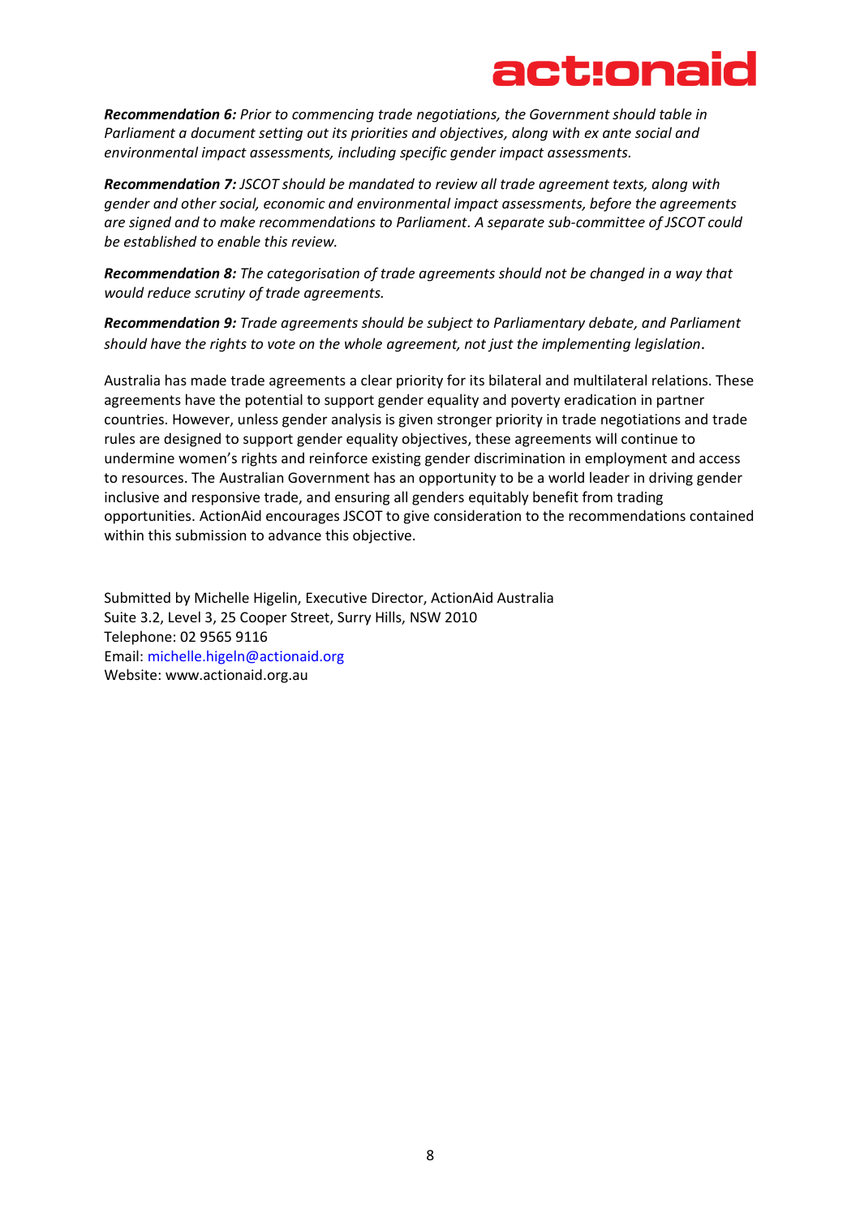***Recommendation 6:*** *Prior to commencing trade negotiations, the Government should table in Parliament a document setting out its priorities and objectives, along with ex ante social and environmental impact assessments, including specific gender impact assessments.*

***Recommendation 7:*** *JSCOT should be mandated to review all trade agreement texts, along with gender and other social, economic and environmental impact assessments, before the agreements are signed and to make recommendations to Parliament. A separate sub-committee of JSCOT could be established to enable this review.*

***Recommendation 8:*** *The categorisation of trade agreements should not be changed in a way that would reduce scrutiny of trade agreements.*

***Recommendation 9:*** *Trade agreements should be subject to Parliamentary debate, and Parliament should have the rights to vote on the whole agreement, not just the implementing legislation*.

Australia has made trade agreements a clear priority for its bilateral and multilateral relations. These agreements have the potential to support gender equality and poverty eradication in partner countries. However, unless gender analysis is given stronger priority in trade negotiations and trade rules are designed to support gender equality objectives, these agreements will continue to undermine women's rights and reinforce existing gender discrimination in employment and access to resources. The Australian Government has an opportunity to be a world leader in driving gender inclusive and responsive trade, and ensuring all genders equitably benefit from trading opportunities. ActionAid encourages JSCOT to give consideration to the recommendations contained within this submission to advance this objective.

Submitted by Michelle Higelin, Executive Director, ActionAid Australia
Suite 3.2, Level 3, 25 Cooper Street, Surry Hills, NSW 2010
Telephone: 02 9565 9116
Email: michelle.higeln@actionaid.org
Website: www.actionaid.org.au